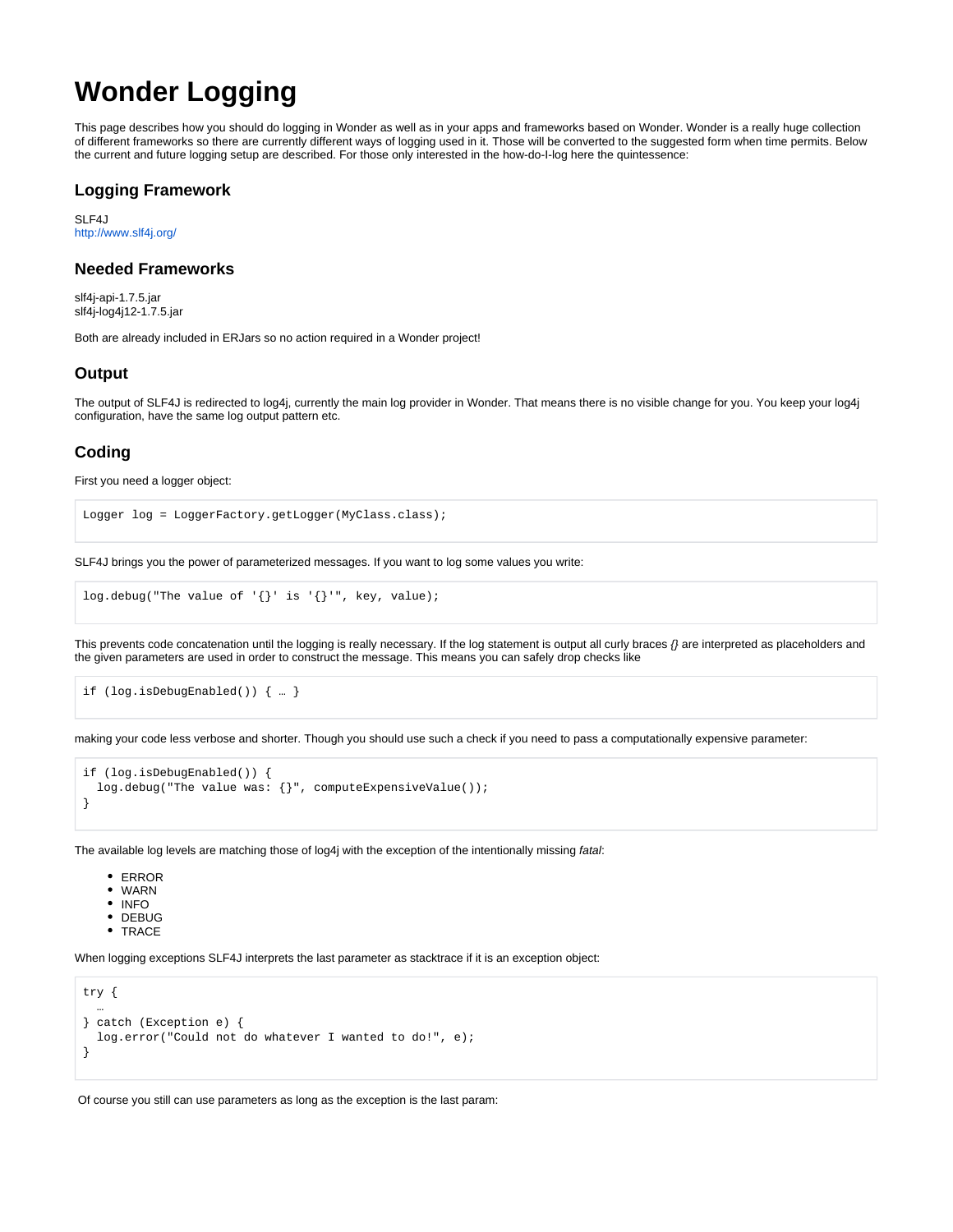# Wonder Logging

This page describes how you should do logging in Wonder as well as in your apps and frameworks based on Wonder. Wonder is a really huge collection of different frameworks so there are currently different ways of logging used in it. Those will be converted to the suggested form when time permits. Below the current and future logging setup are described. For those only interested in the how-do-I-log here the quintessence:

## Logging Framework

SLF4J
http://www.slf4j.org/

## Needed Frameworks

slf4j-api-1.7.5.jar
slf4j-log4j12-1.7.5.jar

Both are already included in ERJars so no action required in a Wonder project!

## Output

The output of SLF4J is redirected to log4j, currently the main log provider in Wonder. That means there is no visible change for you. You keep your log4j configuration, have the same log output pattern etc.

## Coding

First you need a logger object:

```
Logger log = LoggerFactory.getLogger(MyClass.class);
```

SLF4J brings you the power of parameterized messages. If you want to log some values you write:

```
log.debug("The value of '{}' is '{}'", key, value);
```

This prevents code concatenation until the logging is really necessary. If the log statement is output all curly braces *{}* are interpreted as placeholders and the given parameters are used in order to construct the message. This means you can safely drop checks like

```
if (log.isDebugEnabled()) { … }
```

making your code less verbose and shorter. Though you should use such a check if you need to pass a computationally expensive parameter:

```
if (log.isDebugEnabled()) {
  log.debug("The value was: {}", computeExpensiveValue());
}
```

The available log levels are matching those of log4j with the exception of the intentionally missing *fatal*:

- ERROR
- WARN
- INFO
- DEBUG
- TRACE

When logging exceptions SLF4J interprets the last parameter as stacktrace if it is an exception object:

```
try {
  …
} catch (Exception e) {
  log.error("Could not do whatever I wanted to do!", e);
}
```

Of course you still can use parameters as long as the exception is the last param: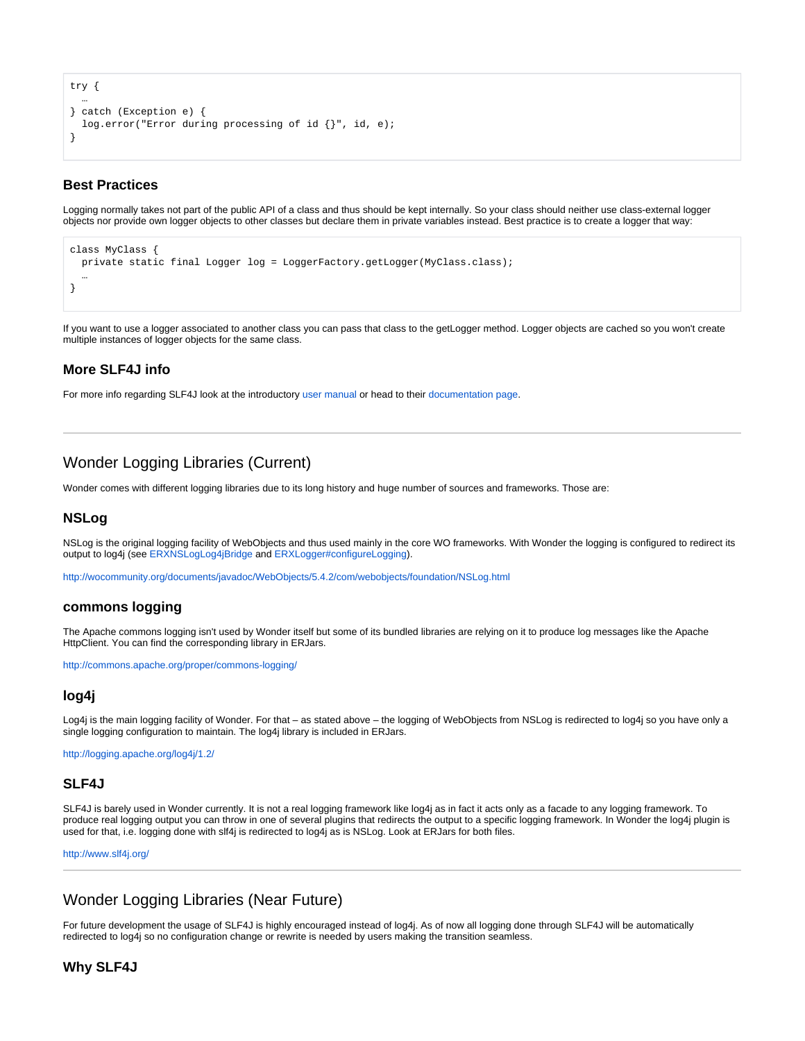```
try {
  …
} catch (Exception e) {
  log.error("Error during processing of id {}", id, e);
}
```

### Best Practices

Logging normally takes not part of the public API of a class and thus should be kept internally. So your class should neither use class-external logger objects nor provide own logger objects to other classes but declare them in private variables instead. Best practice is to create a logger that way:

```
class MyClass {
  private static final Logger log = LoggerFactory.getLogger(MyClass.class);
  …
}
```

If you want to use a logger associated to another class you can pass that class to the getLogger method. Logger objects are cached so you won't create multiple instances of logger objects for the same class.

### More SLF4J info

For more info regarding SLF4J look at the introductory user manual or head to their documentation page.

---

## Wonder Logging Libraries (Current)

Wonder comes with different logging libraries due to its long history and huge number of sources and frameworks. Those are:

### NSLog

NSLog is the original logging facility of WebObjects and thus used mainly in the core WO frameworks. With Wonder the logging is configured to redirect its output to log4j (see ERXNSLogLog4jBridge and ERXLogger#configureLogging).

http://wocommunity.org/documents/javadoc/WebObjects/5.4.2/com/webobjects/foundation/NSLog.html

### commons logging

The Apache commons logging isn't used by Wonder itself but some of its bundled libraries are relying on it to produce log messages like the Apache HttpClient. You can find the corresponding library in ERJars.

http://commons.apache.org/proper/commons-logging/

### log4j

Log4j is the main logging facility of Wonder. For that – as stated above – the logging of WebObjects from NSLog is redirected to log4j so you have only a single logging configuration to maintain. The log4j library is included in ERJars.

http://logging.apache.org/log4j/1.2/

### SLF4J

SLF4J is barely used in Wonder currently. It is not a real logging framework like log4j as in fact it acts only as a facade to any logging framework. To produce real logging output you can throw in one of several plugins that redirects the output to a specific logging framework. In Wonder the log4j plugin is used for that, i.e. logging done with slf4j is redirected to log4j as is NSLog. Look at ERJars for both files.

http://www.slf4j.org/

---

## Wonder Logging Libraries (Near Future)

For future development the usage of SLF4J is highly encouraged instead of log4j. As of now all logging done through SLF4J will be automatically redirected to log4j so no configuration change or rewrite is needed by users making the transition seamless.

### Why SLF4J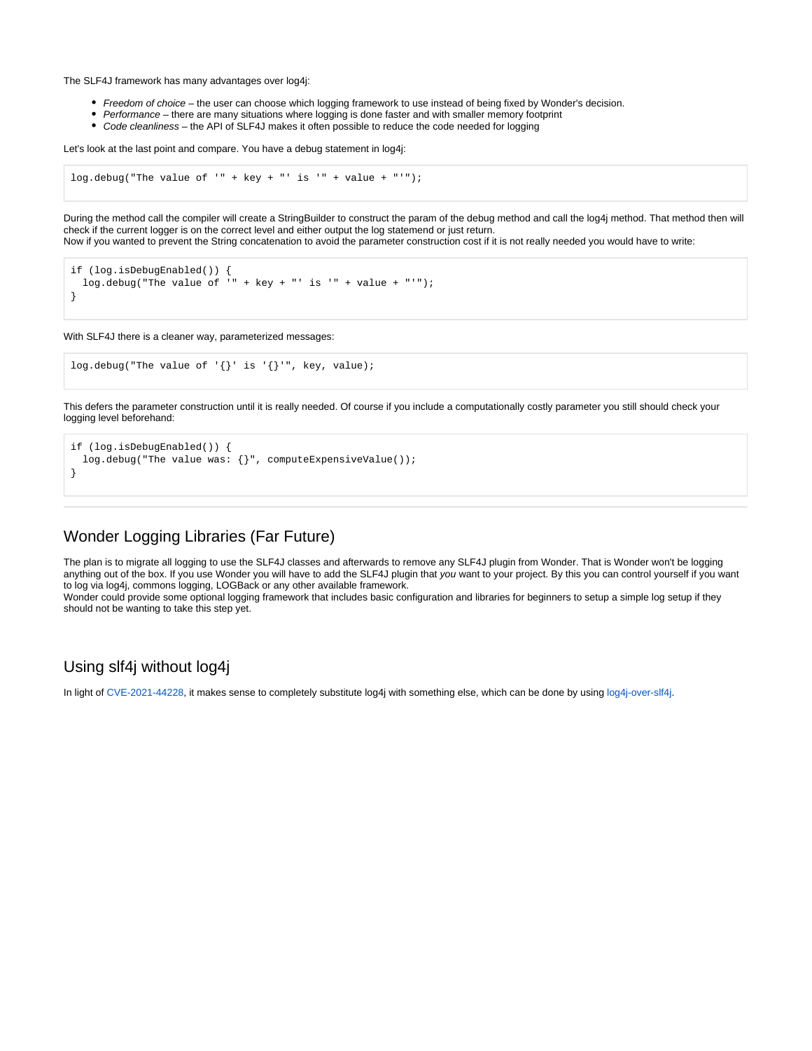The SLF4J framework has many advantages over log4j:

- *Freedom of choice* – the user can choose which logging framework to use instead of being fixed by Wonder's decision.
- *Performance* – there are many situations where logging is done faster and with smaller memory footprint
- *Code cleanliness* – the API of SLF4J makes it often possible to reduce the code needed for logging

Let's look at the last point and compare. You have a debug statement in log4j:

```
log.debug("The value of '" + key + "' is '" + value + "'");
```

During the method call the compiler will create a StringBuilder to construct the param of the debug method and call the log4j method. That method then will check if the current logger is on the correct level and either output the log statemend or just return.
Now if you wanted to prevent the String concatenation to avoid the parameter construction cost if it is not really needed you would have to write:

```
if (log.isDebugEnabled()) {
  log.debug("The value of '" + key + "' is '" + value + "'");
}
```

With SLF4J there is a cleaner way, parameterized messages:

```
log.debug("The value of '{}' is '{}'", key, value);
```

This defers the parameter construction until it is really needed. Of course if you include a computationally costly parameter you still should check your logging level beforehand:

```
if (log.isDebugEnabled()) {
  log.debug("The value was: {}", computeExpensiveValue());
}
```

---

## Wonder Logging Libraries (Far Future)

The plan is to migrate all logging to use the SLF4J classes and afterwards to remove any SLF4J plugin from Wonder. That is Wonder won't be logging anything out of the box. If you use Wonder you will have to add the SLF4J plugin that *you* want to your project. By this you can control yourself if you want to log via log4j, commons logging, LOGBack or any other available framework.
Wonder could provide some optional logging framework that includes basic configuration and libraries for beginners to setup a simple log setup if they should not be wanting to take this step yet.

## Using slf4j without log4j

In light of CVE-2021-44228, it makes sense to completely substitute log4j with something else, which can be done by using log4j-over-slf4j.